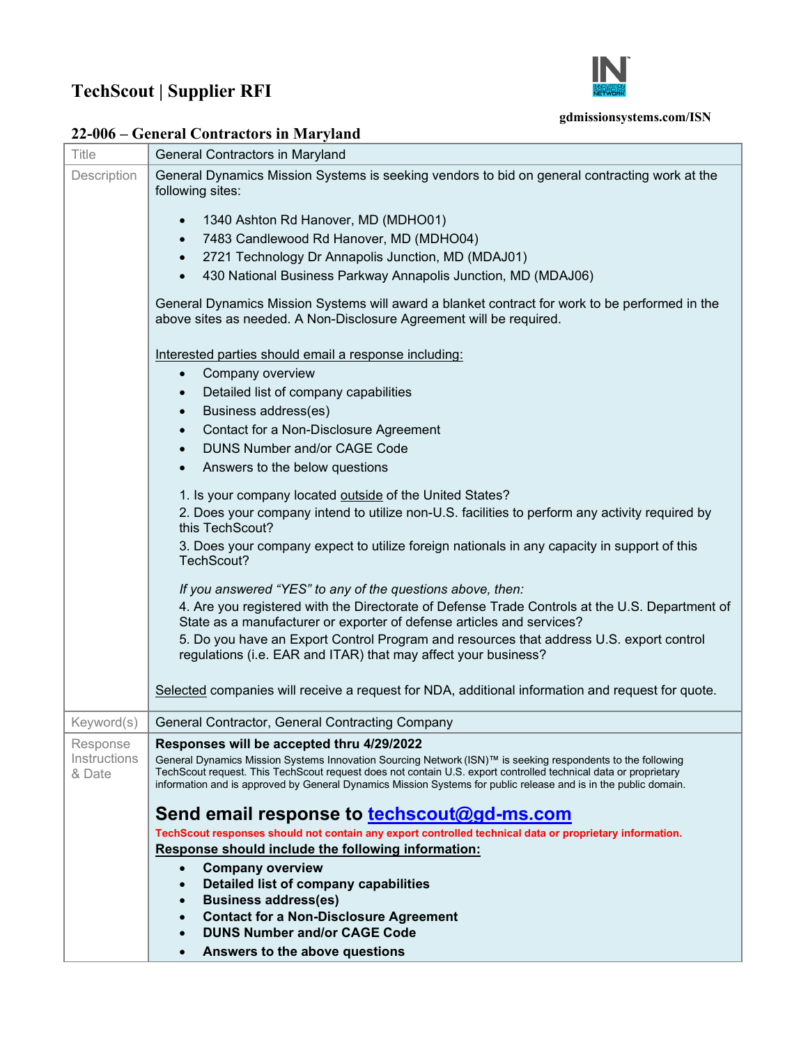# TechScout | Supplier RFI

gdmissionsystems.com/ISN

## 22-006 – General Contractors in Maryland

| | |
|---|---|
| Title | General Contractors in Maryland |
| Description | General Dynamics Mission Systems is seeking vendors to bid on general contracting work at the following sites:<br><br>• 1340 Ashton Rd Hanover, MD (MDHO01)<br>• 7483 Candlewood Rd Hanover, MD (MDHO04)<br>• 2721 Technology Dr Annapolis Junction, MD (MDAJ01)<br>• 430 National Business Parkway Annapolis Junction, MD (MDAJ06)<br><br>General Dynamics Mission Systems will award a blanket contract for work to be performed in the above sites as needed. A Non-Disclosure Agreement will be required.<br><br>Interested parties should email a response including:<br>• Company overview<br>• Detailed list of company capabilities<br>• Business address(es)<br>• Contact for a Non-Disclosure Agreement<br>• DUNS Number and/or CAGE Code<br>• Answers to the below questions<br><br>1. Is your company located outside of the United States?<br>2. Does your company intend to utilize non-U.S. facilities to perform any activity required by this TechScout?<br>3. Does your company expect to utilize foreign nationals in any capacity in support of this TechScout?<br><br>*If you answered "YES" to any of the questions above, then:*<br>4. Are you registered with the Directorate of Defense Trade Controls at the U.S. Department of State as a manufacturer or exporter of defense articles and services?<br>5. Do you have an Export Control Program and resources that address U.S. export control regulations (i.e. EAR and ITAR) that may affect your business?<br><br>Selected companies will receive a request for NDA, additional information and request for quote. |
| Keyword(s) | General Contractor, General Contracting Company |
| Response Instructions & Date | **Responses will be accepted thru 4/29/2022**<br>General Dynamics Mission Systems Innovation Sourcing Network (ISN)™ is seeking respondents to the following TechScout request. This TechScout request does not contain U.S. export controlled technical data or proprietary information and is approved by General Dynamics Mission Systems for public release and is in the public domain.<br><br>**Send email response to techscout@gd-ms.com**<br>**TechScout responses should not contain any export controlled technical data or proprietary information.**<br>**Response should include the following information:**<br>• **Company overview**<br>• **Detailed list of company capabilities**<br>• **Business address(es)**<br>• **Contact for a Non-Disclosure Agreement**<br>• **DUNS Number and/or CAGE Code**<br>• **Answers to the above questions** |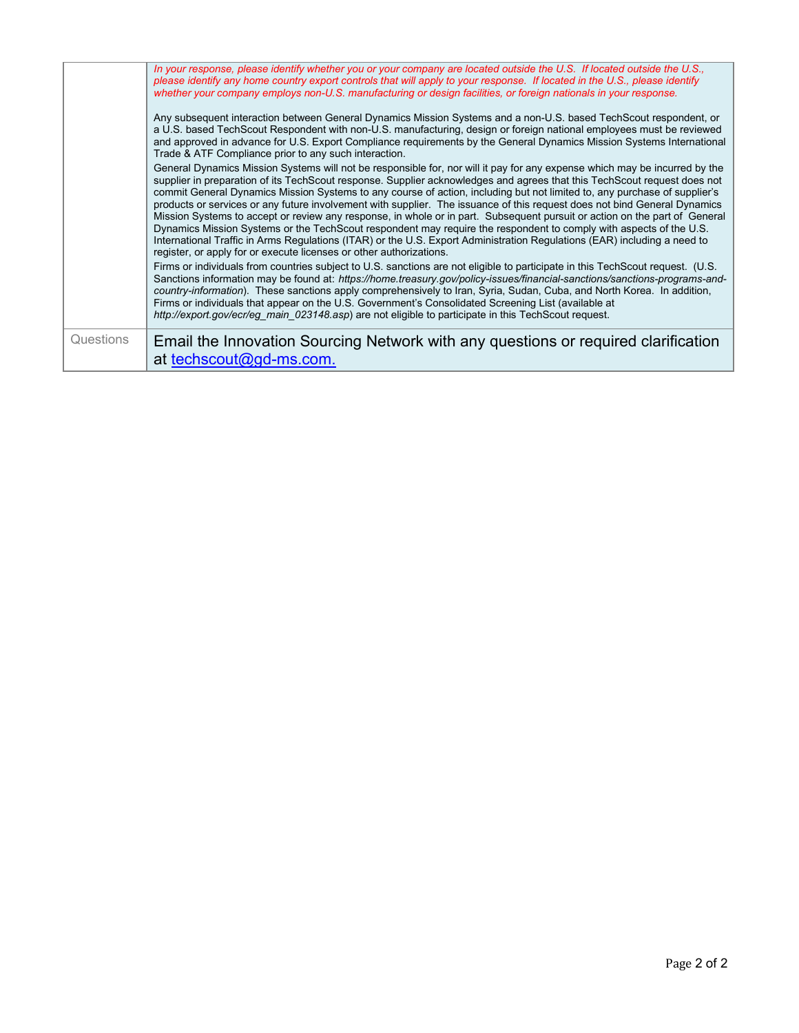| | |
|---|---|
| | *In your response, please identify whether you or your company are located outside the U.S.  If located outside the U.S., please identify any home country export controls that will apply to your response.  If located in the U.S., please identify whether your company employs non-U.S. manufacturing or design facilities, or foreign nationals in your response.*<br><br>Any subsequent interaction between General Dynamics Mission Systems and a non-U.S. based TechScout respondent, or a U.S. based TechScout Respondent with non-U.S. manufacturing, design or foreign national employees must be reviewed and approved in advance for U.S. Export Compliance requirements by the General Dynamics Mission Systems International Trade & ATF Compliance prior to any such interaction.<br>General Dynamics Mission Systems will not be responsible for, nor will it pay for any expense which may be incurred by the supplier in preparation of its TechScout response. Supplier acknowledges and agrees that this TechScout request does not commit General Dynamics Mission Systems to any course of action, including but not limited to, any purchase of supplier's products or services or any future involvement with supplier.  The issuance of this request does not bind General Dynamics Mission Systems to accept or review any response, in whole or in part.  Subsequent pursuit or action on the part of  General Dynamics Mission Systems or the TechScout respondent may require the respondent to comply with aspects of the U.S. International Traffic in Arms Regulations (ITAR) or the U.S. Export Administration Regulations (EAR) including a need to register, or apply for or execute licenses or other authorizations.<br>Firms or individuals from countries subject to U.S. sanctions are not eligible to participate in this TechScout request.  (U.S. Sanctions information may be found at: *https://home.treasury.gov/policy-issues/financial-sanctions/sanctions-programs-and-country-information*).  These sanctions apply comprehensively to Iran, Syria, Sudan, Cuba, and North Korea.  In addition, Firms or individuals that appear on the U.S. Government's Consolidated Screening List (available at *http://export.gov/ecr/eg_main_023148.asp*) are not eligible to participate in this TechScout request. |
| Questions | Email the Innovation Sourcing Network with any questions or required clarification at techscout@gd-ms.com. |